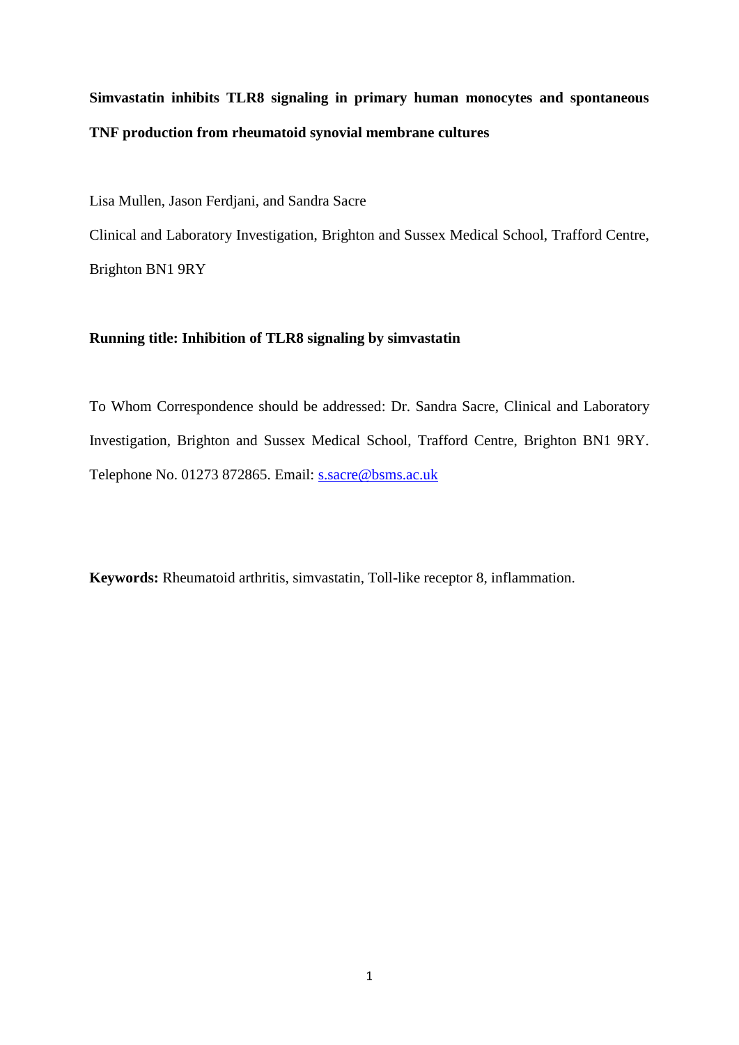# Simvastatin inhibits TLR8 signaling in primary human monocytes and spontaneous TNF production from rheumatoid synovial membrane cultures

Lisa Mullen, Jason Ferdjani, and Sandra Sacre

Clinical and Laboratory Investigation, Brighton and Sussex Medical School, Trafford Centre, Brighton BN1 9RY

**Running title: Inhibition of TLR8 signaling by simvastatin**

To Whom Correspondence should be addressed: Dr. Sandra Sacre, Clinical and Laboratory Investigation, Brighton and Sussex Medical School, Trafford Centre, Brighton BN1 9RY. Telephone No. 01273 872865. Email: s.sacre@bsms.ac.uk

**Keywords:** Rheumatoid arthritis, simvastatin, Toll-like receptor 8, inflammation.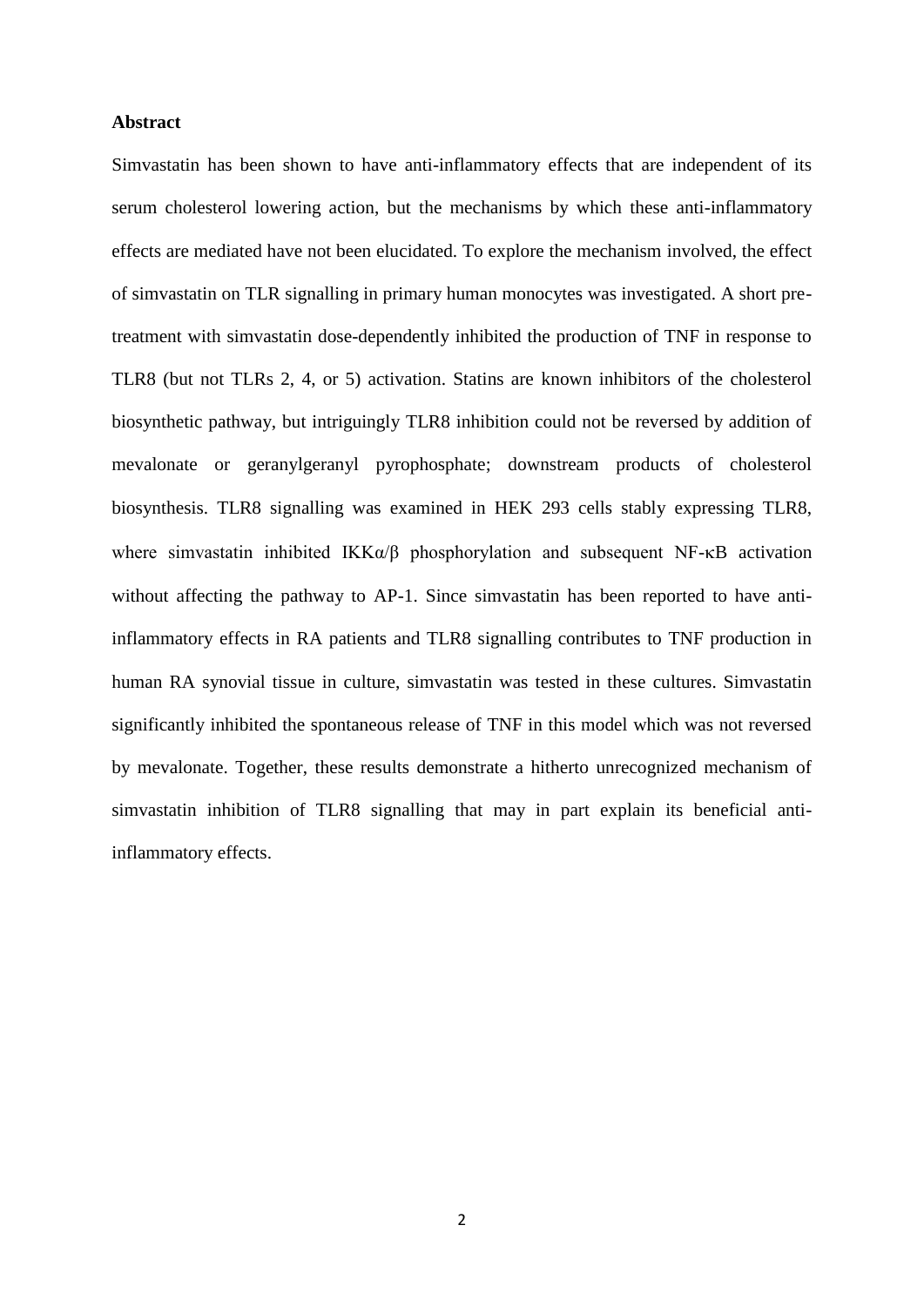**Abstract**

Simvastatin has been shown to have anti-inflammatory effects that are independent of its serum cholesterol lowering action, but the mechanisms by which these anti-inflammatory effects are mediated have not been elucidated. To explore the mechanism involved, the effect of simvastatin on TLR signalling in primary human monocytes was investigated. A short pre-treatment with simvastatin dose-dependently inhibited the production of TNF in response to TLR8 (but not TLRs 2, 4, or 5) activation. Statins are known inhibitors of the cholesterol biosynthetic pathway, but intriguingly TLR8 inhibition could not be reversed by addition of mevalonate or geranylgeranyl pyrophosphate; downstream products of cholesterol biosynthesis. TLR8 signalling was examined in HEK 293 cells stably expressing TLR8, where simvastatin inhibited IKKα/β phosphorylation and subsequent NF-κB activation without affecting the pathway to AP-1. Since simvastatin has been reported to have anti-inflammatory effects in RA patients and TLR8 signalling contributes to TNF production in human RA synovial tissue in culture, simvastatin was tested in these cultures. Simvastatin significantly inhibited the spontaneous release of TNF in this model which was not reversed by mevalonate. Together, these results demonstrate a hitherto unrecognized mechanism of simvastatin inhibition of TLR8 signalling that may in part explain its beneficial anti-inflammatory effects.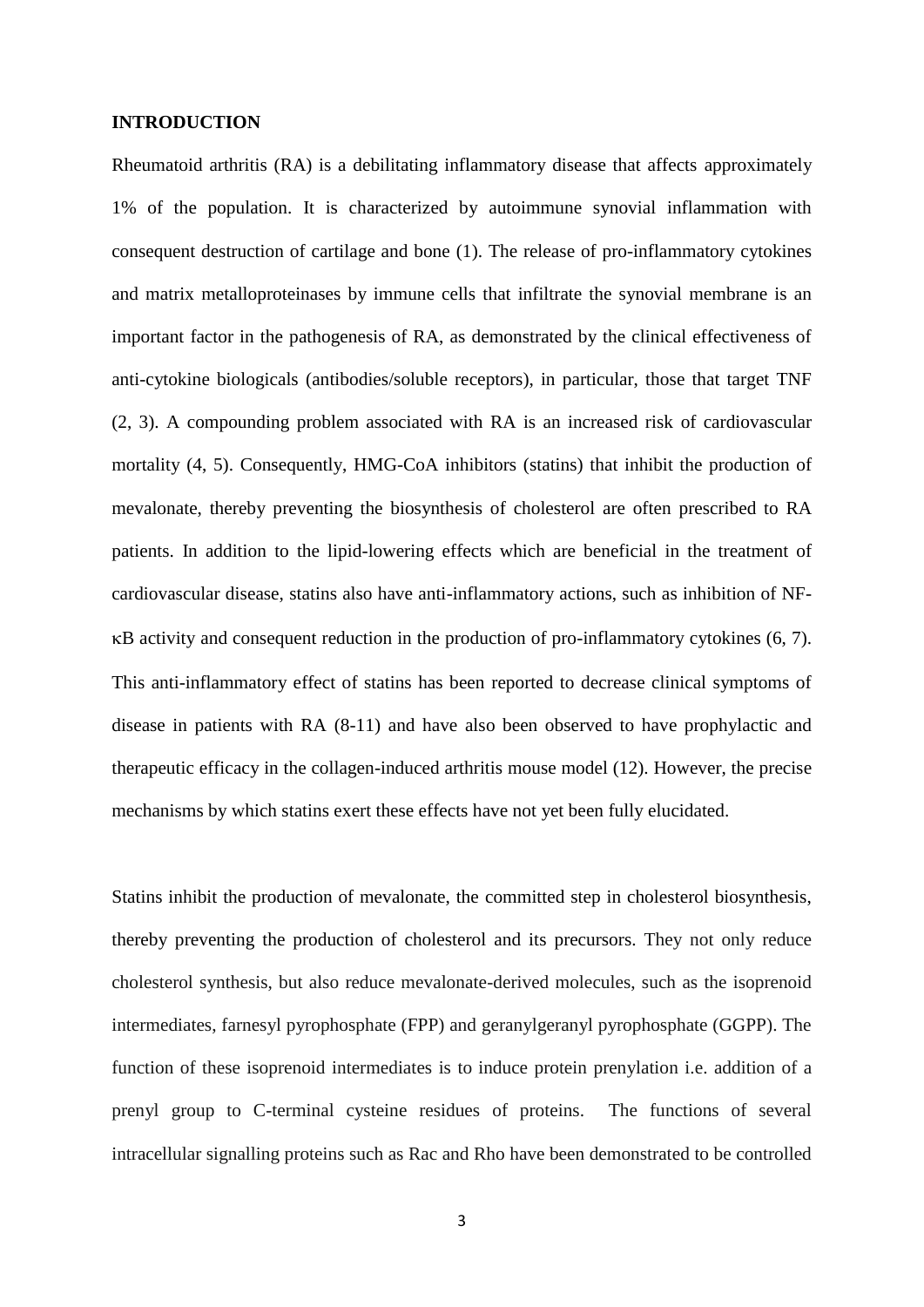**INTRODUCTION**

Rheumatoid arthritis (RA) is a debilitating inflammatory disease that affects approximately 1% of the population. It is characterized by autoimmune synovial inflammation with consequent destruction of cartilage and bone (1). The release of pro-inflammatory cytokines and matrix metalloproteinases by immune cells that infiltrate the synovial membrane is an important factor in the pathogenesis of RA, as demonstrated by the clinical effectiveness of anti-cytokine biologicals (antibodies/soluble receptors), in particular, those that target TNF (2, 3). A compounding problem associated with RA is an increased risk of cardiovascular mortality (4, 5). Consequently, HMG-CoA inhibitors (statins) that inhibit the production of mevalonate, thereby preventing the biosynthesis of cholesterol are often prescribed to RA patients. In addition to the lipid-lowering effects which are beneficial in the treatment of cardiovascular disease, statins also have anti-inflammatory actions, such as inhibition of NF-κB activity and consequent reduction in the production of pro-inflammatory cytokines (6, 7). This anti-inflammatory effect of statins has been reported to decrease clinical symptoms of disease in patients with RA (8-11) and have also been observed to have prophylactic and therapeutic efficacy in the collagen-induced arthritis mouse model (12). However, the precise mechanisms by which statins exert these effects have not yet been fully elucidated.

Statins inhibit the production of mevalonate, the committed step in cholesterol biosynthesis, thereby preventing the production of cholesterol and its precursors. They not only reduce cholesterol synthesis, but also reduce mevalonate-derived molecules, such as the isoprenoid intermediates, farnesyl pyrophosphate (FPP) and geranylgeranyl pyrophosphate (GGPP). The function of these isoprenoid intermediates is to induce protein prenylation i.e. addition of a prenyl group to C-terminal cysteine residues of proteins. The functions of several intracellular signalling proteins such as Rac and Rho have been demonstrated to be controlled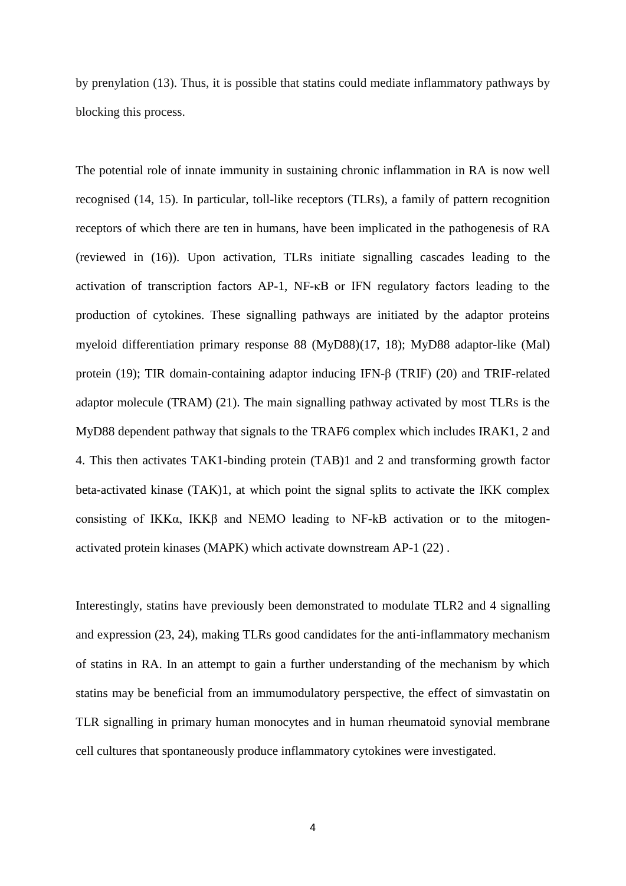by prenylation (13). Thus, it is possible that statins could mediate inflammatory pathways by blocking this process.

The potential role of innate immunity in sustaining chronic inflammation in RA is now well recognised (14, 15). In particular, toll-like receptors (TLRs), a family of pattern recognition receptors of which there are ten in humans, have been implicated in the pathogenesis of RA (reviewed in (16)). Upon activation, TLRs initiate signalling cascades leading to the activation of transcription factors AP-1, NF-κB or IFN regulatory factors leading to the production of cytokines. These signalling pathways are initiated by the adaptor proteins myeloid differentiation primary response 88 (MyD88)(17, 18); MyD88 adaptor-like (Mal) protein (19); TIR domain-containing adaptor inducing IFN-β (TRIF) (20) and TRIF-related adaptor molecule (TRAM) (21). The main signalling pathway activated by most TLRs is the MyD88 dependent pathway that signals to the TRAF6 complex which includes IRAK1, 2 and 4. This then activates TAK1-binding protein (TAB)1 and 2 and transforming growth factor beta-activated kinase (TAK)1, at which point the signal splits to activate the IKK complex consisting of IKKα, IKKβ and NEMO leading to NF-kB activation or to the mitogen-activated protein kinases (MAPK) which activate downstream AP-1 (22) .

Interestingly, statins have previously been demonstrated to modulate TLR2 and 4 signalling and expression (23, 24), making TLRs good candidates for the anti-inflammatory mechanism of statins in RA. In an attempt to gain a further understanding of the mechanism by which statins may be beneficial from an immumodulatory perspective, the effect of simvastatin on TLR signalling in primary human monocytes and in human rheumatoid synovial membrane cell cultures that spontaneously produce inflammatory cytokines were investigated.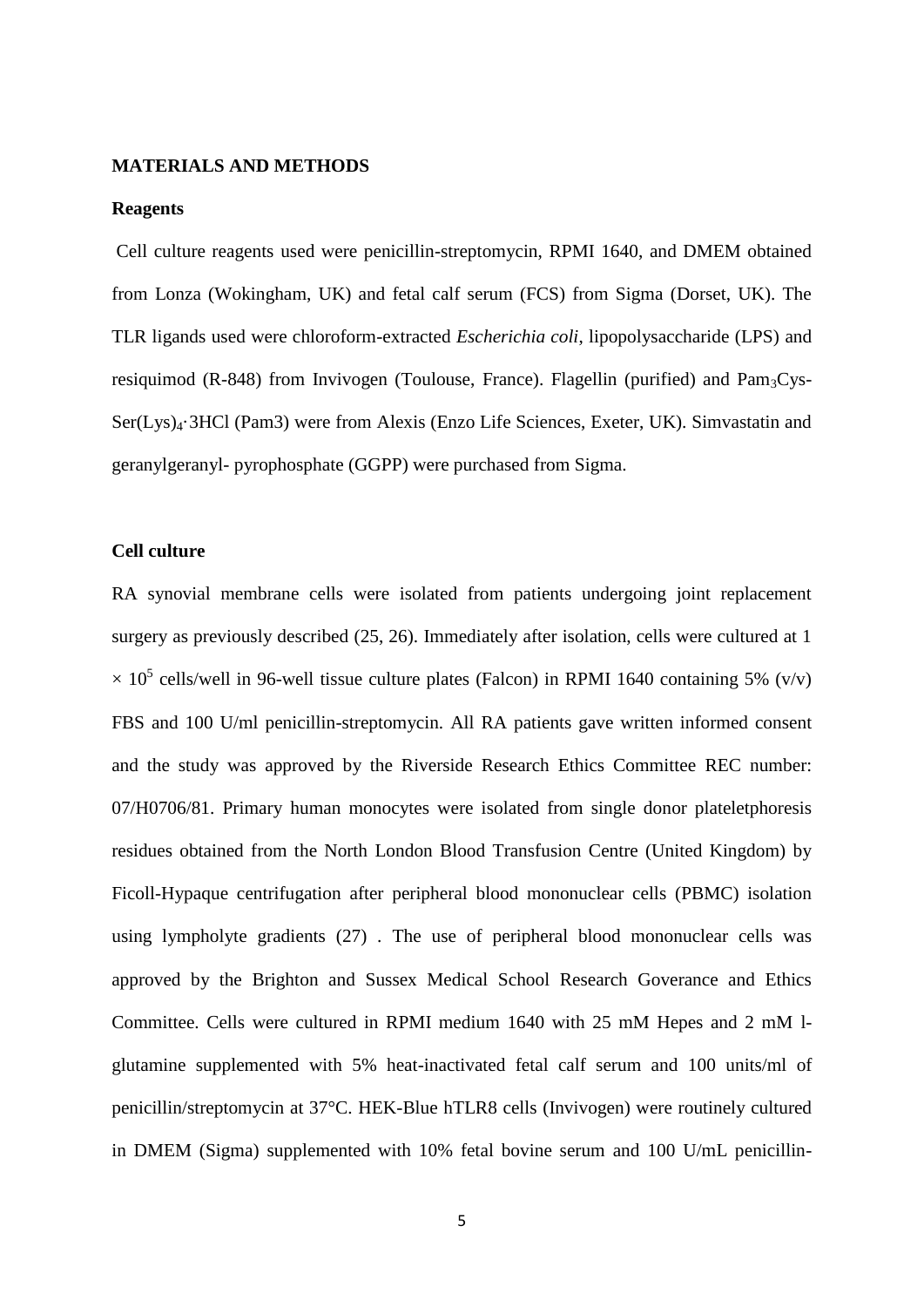**MATERIALS AND METHODS**

**Reagents**

Cell culture reagents used were penicillin-streptomycin, RPMI 1640, and DMEM obtained from Lonza (Wokingham, UK) and fetal calf serum (FCS) from Sigma (Dorset, UK). The TLR ligands used were chloroform-extracted *Escherichia coli*, lipopolysaccharide (LPS) and resiquimod (R-848) from Invivogen (Toulouse, France). Flagellin (purified) and $Pam_3$Cys-Ser$(Lys)_4$·3HCl (Pam3) were from Alexis (Enzo Life Sciences, Exeter, UK). Simvastatin and geranylgeranyl- pyrophosphate (GGPP) were purchased from Sigma.

**Cell culture**

RA synovial membrane cells were isolated from patients undergoing joint replacement surgery as previously described (25, 26). Immediately after isolation, cells were cultured at $1 \times 10^5$ cells/well in 96-well tissue culture plates (Falcon) in RPMI 1640 containing 5% (v/v) FBS and 100 U/ml penicillin-streptomycin. All RA patients gave written informed consent and the study was approved by the Riverside Research Ethics Committee REC number: 07/H0706/81. Primary human monocytes were isolated from single donor plateletphoresis residues obtained from the North London Blood Transfusion Centre (United Kingdom) by Ficoll-Hypaque centrifugation after peripheral blood mononuclear cells (PBMC) isolation using lympholyte gradients (27) . The use of peripheral blood mononuclear cells was approved by the Brighton and Sussex Medical School Research Goverance and Ethics Committee. Cells were cultured in RPMI medium 1640 with 25 mM Hepes and 2 mM l-glutamine supplemented with 5% heat-inactivated fetal calf serum and 100 units/ml of penicillin/streptomycin at 37°C. HEK-Blue hTLR8 cells (Invivogen) were routinely cultured in DMEM (Sigma) supplemented with 10% fetal bovine serum and 100 U/mL penicillin-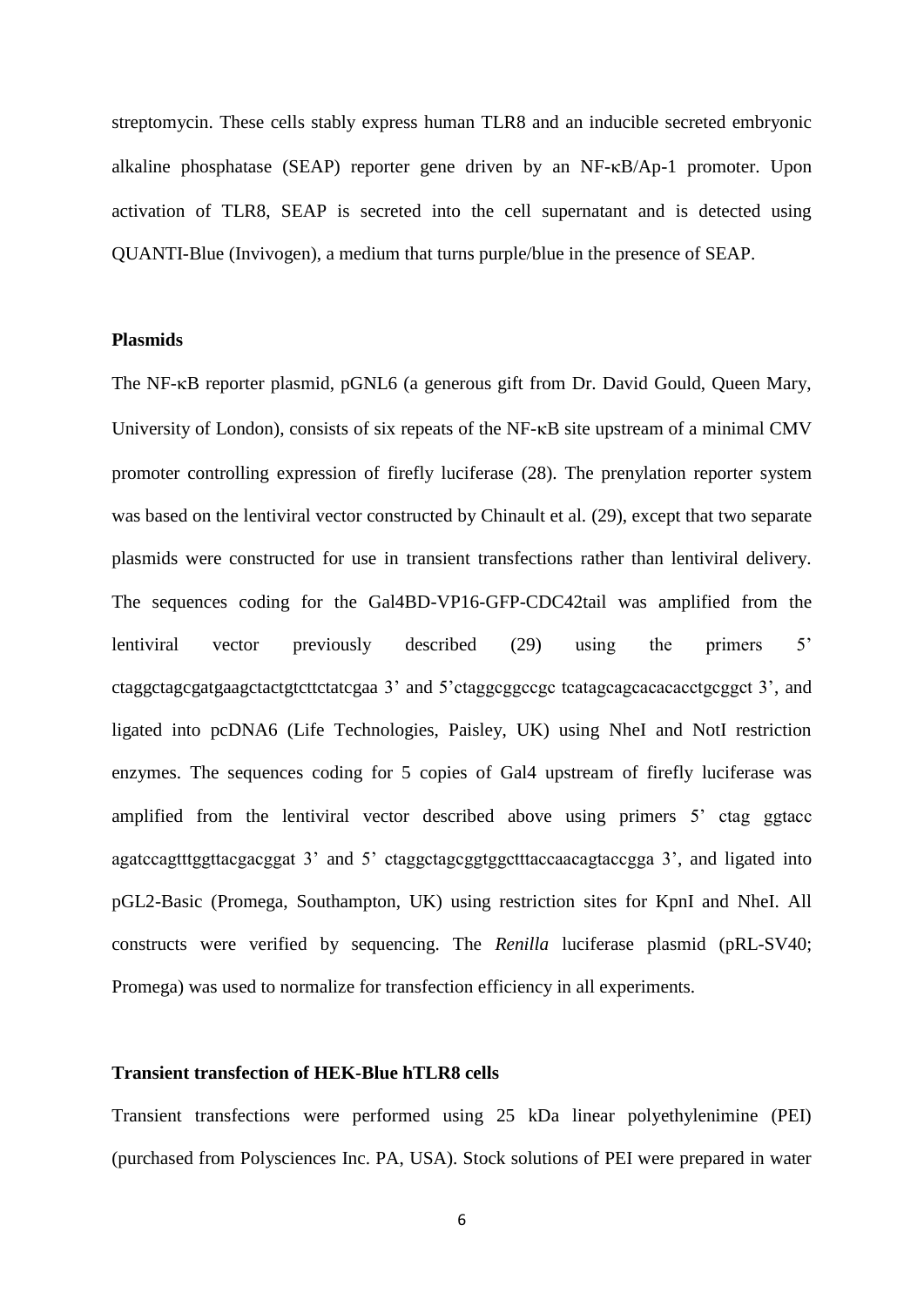streptomycin. These cells stably express human TLR8 and an inducible secreted embryonic alkaline phosphatase (SEAP) reporter gene driven by an NF-κB/Ap-1 promoter. Upon activation of TLR8, SEAP is secreted into the cell supernatant and is detected using QUANTI-Blue (Invivogen), a medium that turns purple/blue in the presence of SEAP.

**Plasmids**

The NF-κB reporter plasmid, pGNL6 (a generous gift from Dr. David Gould, Queen Mary, University of London), consists of six repeats of the NF-κB site upstream of a minimal CMV promoter controlling expression of firefly luciferase (28). The prenylation reporter system was based on the lentiviral vector constructed by Chinault et al. (29), except that two separate plasmids were constructed for use in transient transfections rather than lentiviral delivery. The sequences coding for the Gal4BD-VP16-GFP-CDC42tail was amplified from the lentiviral vector previously described (29) using the primers 5' ctaggctagcgatgaagctactgtcttctatcgaa 3' and 5'ctaggcggccgc tcatagcagcacacacctgcggct 3', and ligated into pcDNA6 (Life Technologies, Paisley, UK) using NheI and NotI restriction enzymes. The sequences coding for 5 copies of Gal4 upstream of firefly luciferase was amplified from the lentiviral vector described above using primers 5' ctag ggtacc agatccagtttggttacgacggat 3' and 5' ctaggctagcggtggctttaccaacagtaccgga 3', and ligated into pGL2-Basic (Promega, Southampton, UK) using restriction sites for KpnI and NheI. All constructs were verified by sequencing. The *Renilla* luciferase plasmid (pRL-SV40; Promega) was used to normalize for transfection efficiency in all experiments.

**Transient transfection of HEK-Blue hTLR8 cells**

Transient transfections were performed using 25 kDa linear polyethylenimine (PEI) (purchased from Polysciences Inc. PA, USA). Stock solutions of PEI were prepared in water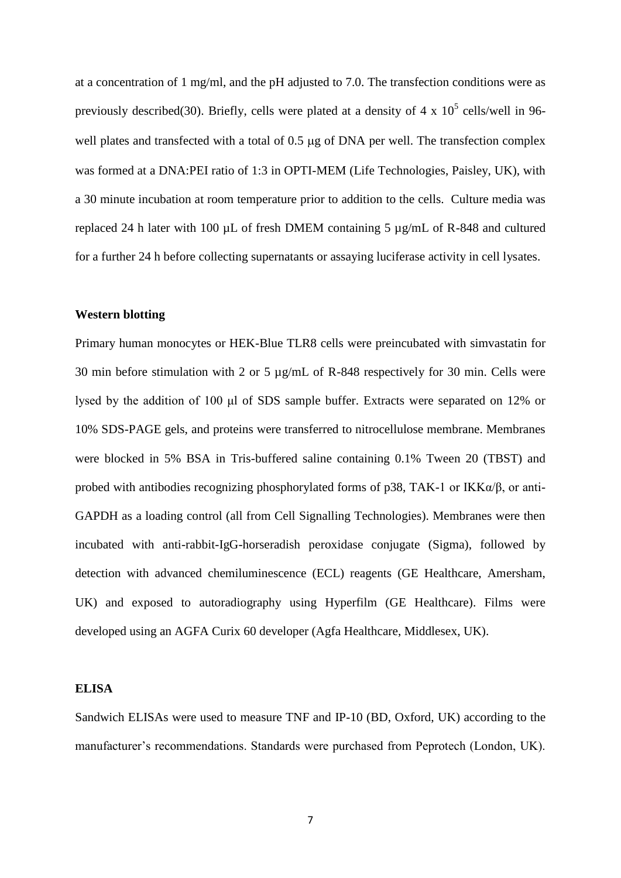at a concentration of 1 mg/ml, and the pH adjusted to 7.0. The transfection conditions were as previously described(30). Briefly, cells were plated at a density of 4 x $10^5$ cells/well in 96-well plates and transfected with a total of 0.5 μg of DNA per well. The transfection complex was formed at a DNA:PEI ratio of 1:3 in OPTI-MEM (Life Technologies, Paisley, UK), with a 30 minute incubation at room temperature prior to addition to the cells. Culture media was replaced 24 h later with 100 µL of fresh DMEM containing 5 µg/mL of R-848 and cultured for a further 24 h before collecting supernatants or assaying luciferase activity in cell lysates.

**Western blotting**

Primary human monocytes or HEK-Blue TLR8 cells were preincubated with simvastatin for 30 min before stimulation with 2 or 5 µg/mL of R-848 respectively for 30 min. Cells were lysed by the addition of 100 μl of SDS sample buffer. Extracts were separated on 12% or 10% SDS-PAGE gels, and proteins were transferred to nitrocellulose membrane. Membranes were blocked in 5% BSA in Tris-buffered saline containing 0.1% Tween 20 (TBST) and probed with antibodies recognizing phosphorylated forms of p38, TAK-1 or IKKα/β, or anti-GAPDH as a loading control (all from Cell Signalling Technologies). Membranes were then incubated with anti-rabbit-IgG-horseradish peroxidase conjugate (Sigma), followed by detection with advanced chemiluminescence (ECL) reagents (GE Healthcare, Amersham, UK) and exposed to autoradiography using Hyperfilm (GE Healthcare). Films were developed using an AGFA Curix 60 developer (Agfa Healthcare, Middlesex, UK).

**ELISA**

Sandwich ELISAs were used to measure TNF and IP-10 (BD, Oxford, UK) according to the manufacturer's recommendations. Standards were purchased from Peprotech (London, UK).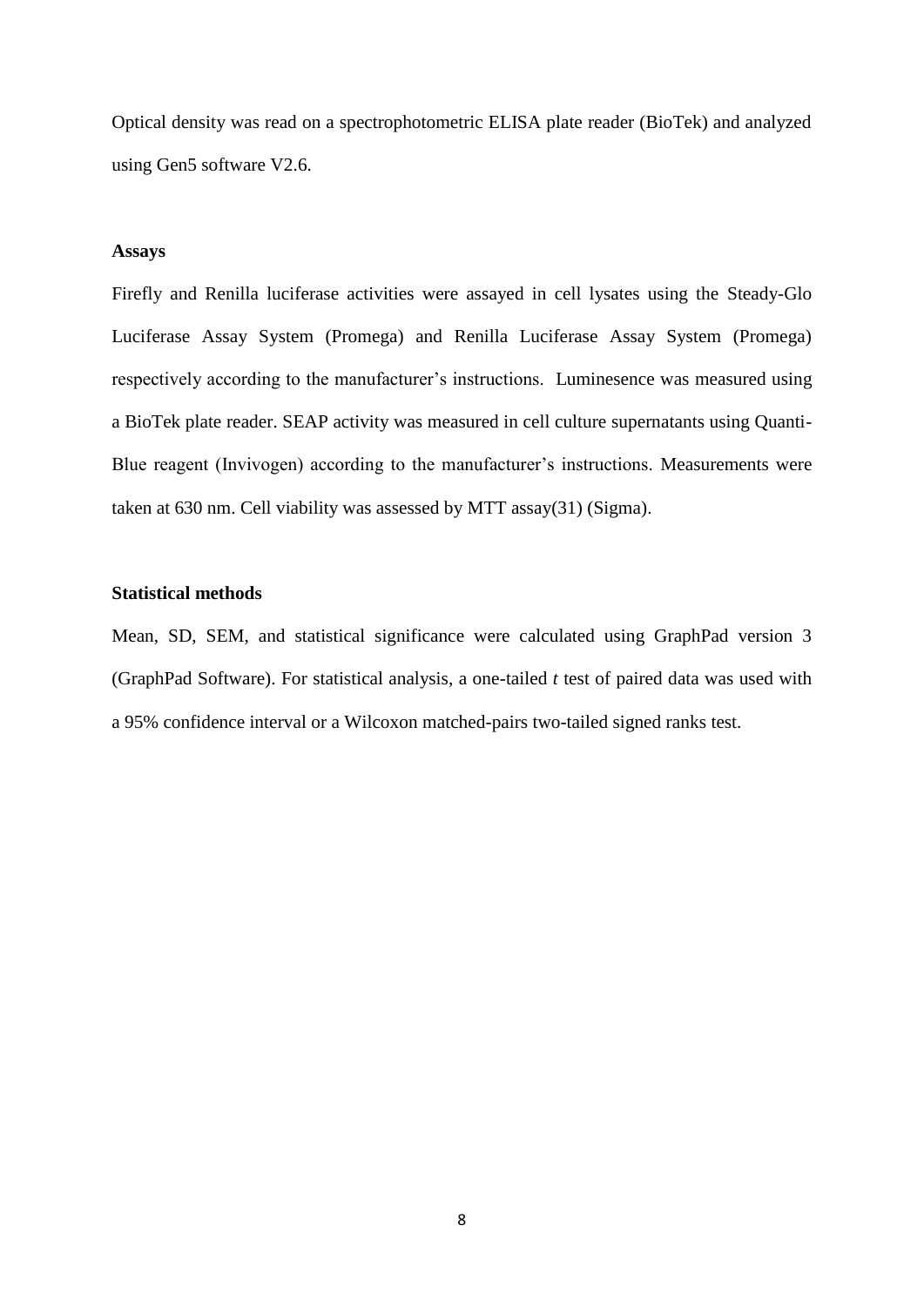Optical density was read on a spectrophotometric ELISA plate reader (BioTek) and analyzed using Gen5 software V2.6.

### Assays

Firefly and Renilla luciferase activities were assayed in cell lysates using the Steady-Glo Luciferase Assay System (Promega) and Renilla Luciferase Assay System (Promega) respectively according to the manufacturer's instructions. Luminesence was measured using a BioTek plate reader. SEAP activity was measured in cell culture supernatants using Quanti-Blue reagent (Invivogen) according to the manufacturer's instructions. Measurements were taken at 630 nm. Cell viability was assessed by MTT assay(31) (Sigma).

### Statistical methods

Mean, SD, SEM, and statistical significance were calculated using GraphPad version 3 (GraphPad Software). For statistical analysis, a one-tailed *t* test of paired data was used with a 95% confidence interval or a Wilcoxon matched-pairs two-tailed signed ranks test.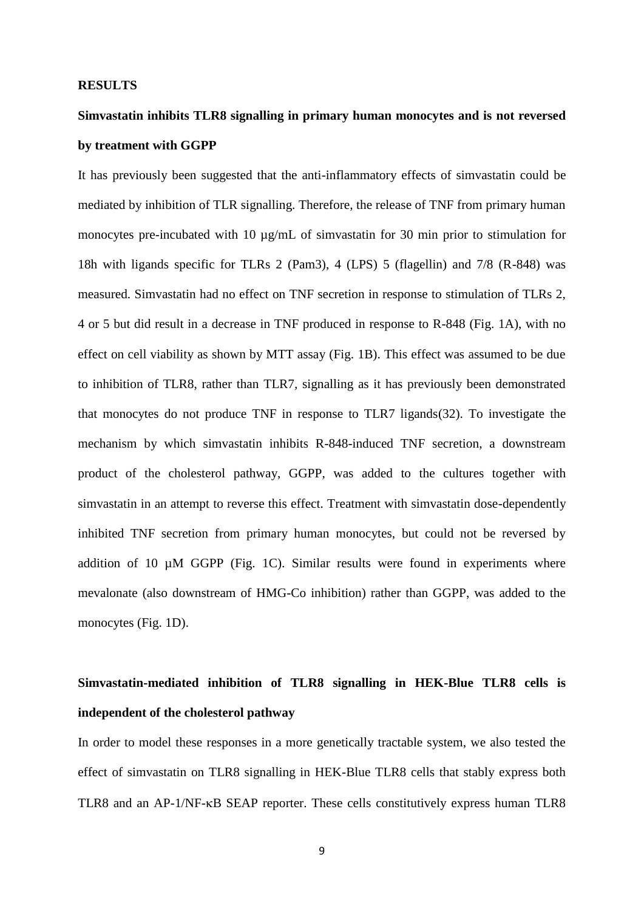## RESULTS

### Simvastatin inhibits TLR8 signalling in primary human monocytes and is not reversed by treatment with GGPP

It has previously been suggested that the anti-inflammatory effects of simvastatin could be mediated by inhibition of TLR signalling. Therefore, the release of TNF from primary human monocytes pre-incubated with 10 µg/mL of simvastatin for 30 min prior to stimulation for 18h with ligands specific for TLRs 2 (Pam3), 4 (LPS) 5 (flagellin) and 7/8 (R-848) was measured. Simvastatin had no effect on TNF secretion in response to stimulation of TLRs 2, 4 or 5 but did result in a decrease in TNF produced in response to R-848 (Fig. 1A), with no effect on cell viability as shown by MTT assay (Fig. 1B). This effect was assumed to be due to inhibition of TLR8, rather than TLR7, signalling as it has previously been demonstrated that monocytes do not produce TNF in response to TLR7 ligands(32). To investigate the mechanism by which simvastatin inhibits R-848-induced TNF secretion, a downstream product of the cholesterol pathway, GGPP, was added to the cultures together with simvastatin in an attempt to reverse this effect. Treatment with simvastatin dose-dependently inhibited TNF secretion from primary human monocytes, but could not be reversed by addition of 10 µM GGPP (Fig. 1C). Similar results were found in experiments where mevalonate (also downstream of HMG-Co inhibition) rather than GGPP, was added to the monocytes (Fig. 1D).

### Simvastatin-mediated inhibition of TLR8 signalling in HEK-Blue TLR8 cells is independent of the cholesterol pathway

In order to model these responses in a more genetically tractable system, we also tested the effect of simvastatin on TLR8 signalling in HEK-Blue TLR8 cells that stably express both TLR8 and an AP-1/NF-κB SEAP reporter. These cells constitutively express human TLR8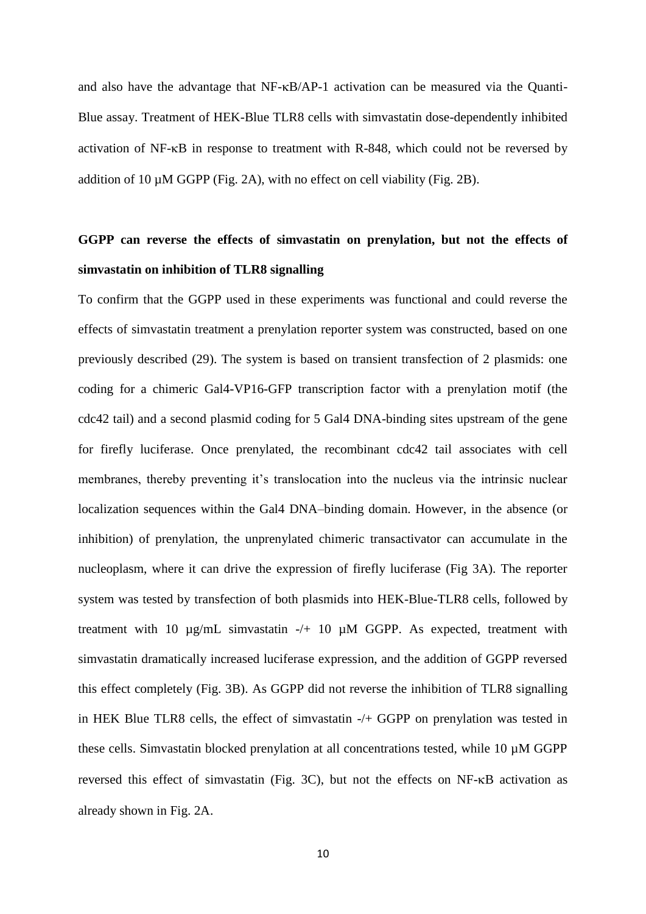and also have the advantage that NF-κB/AP-1 activation can be measured via the Quanti-Blue assay. Treatment of HEK-Blue TLR8 cells with simvastatin dose-dependently inhibited activation of NF-κB in response to treatment with R-848, which could not be reversed by addition of 10 µM GGPP (Fig. 2A), with no effect on cell viability (Fig. 2B).

**GGPP can reverse the effects of simvastatin on prenylation, but not the effects of simvastatin on inhibition of TLR8 signalling**

To confirm that the GGPP used in these experiments was functional and could reverse the effects of simvastatin treatment a prenylation reporter system was constructed, based on one previously described (29). The system is based on transient transfection of 2 plasmids: one coding for a chimeric Gal4-VP16-GFP transcription factor with a prenylation motif (the cdc42 tail) and a second plasmid coding for 5 Gal4 DNA-binding sites upstream of the gene for firefly luciferase. Once prenylated, the recombinant cdc42 tail associates with cell membranes, thereby preventing it's translocation into the nucleus via the intrinsic nuclear localization sequences within the Gal4 DNA–binding domain. However, in the absence (or inhibition) of prenylation, the unprenylated chimeric transactivator can accumulate in the nucleoplasm, where it can drive the expression of firefly luciferase (Fig 3A). The reporter system was tested by transfection of both plasmids into HEK-Blue-TLR8 cells, followed by treatment with 10 µg/mL simvastatin -/+ 10 µM GGPP. As expected, treatment with simvastatin dramatically increased luciferase expression, and the addition of GGPP reversed this effect completely (Fig. 3B). As GGPP did not reverse the inhibition of TLR8 signalling in HEK Blue TLR8 cells, the effect of simvastatin -/+ GGPP on prenylation was tested in these cells. Simvastatin blocked prenylation at all concentrations tested, while 10 µM GGPP reversed this effect of simvastatin (Fig. 3C), but not the effects on NF-κB activation as already shown in Fig. 2A.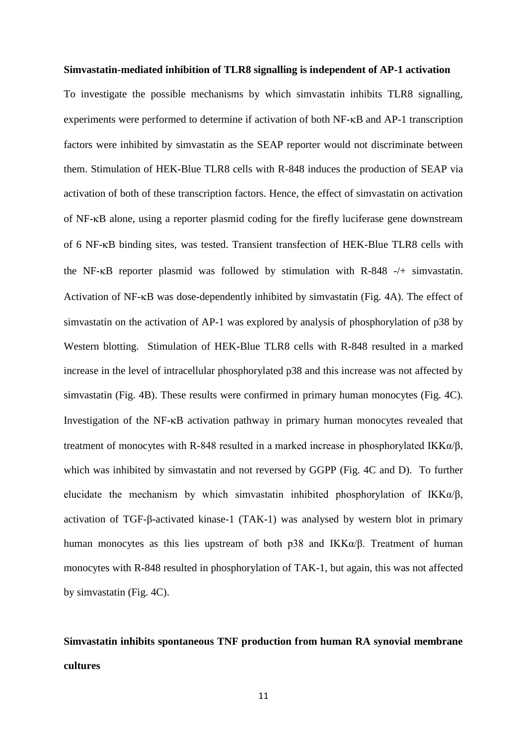**Simvastatin-mediated inhibition of TLR8 signalling is independent of AP-1 activation**

To investigate the possible mechanisms by which simvastatin inhibits TLR8 signalling, experiments were performed to determine if activation of both NF-κB and AP-1 transcription factors were inhibited by simvastatin as the SEAP reporter would not discriminate between them. Stimulation of HEK-Blue TLR8 cells with R-848 induces the production of SEAP via activation of both of these transcription factors. Hence, the effect of simvastatin on activation of NF-κB alone, using a reporter plasmid coding for the firefly luciferase gene downstream of 6 NF-κB binding sites, was tested. Transient transfection of HEK-Blue TLR8 cells with the NF-κB reporter plasmid was followed by stimulation with R-848 -/+ simvastatin. Activation of NF-κB was dose-dependently inhibited by simvastatin (Fig. 4A). The effect of simvastatin on the activation of AP-1 was explored by analysis of phosphorylation of p38 by Western blotting. Stimulation of HEK-Blue TLR8 cells with R-848 resulted in a marked increase in the level of intracellular phosphorylated p38 and this increase was not affected by simvastatin (Fig. 4B). These results were confirmed in primary human monocytes (Fig. 4C). Investigation of the NF-κB activation pathway in primary human monocytes revealed that treatment of monocytes with R-848 resulted in a marked increase in phosphorylated IKKα/β, which was inhibited by simvastatin and not reversed by GGPP (Fig. 4C and D). To further elucidate the mechanism by which simvastatin inhibited phosphorylation of IKKα/β, activation of TGF-β-activated kinase-1 (TAK-1) was analysed by western blot in primary human monocytes as this lies upstream of both p38 and IKKα/β. Treatment of human monocytes with R-848 resulted in phosphorylation of TAK-1, but again, this was not affected by simvastatin (Fig. 4C).

**Simvastatin inhibits spontaneous TNF production from human RA synovial membrane cultures**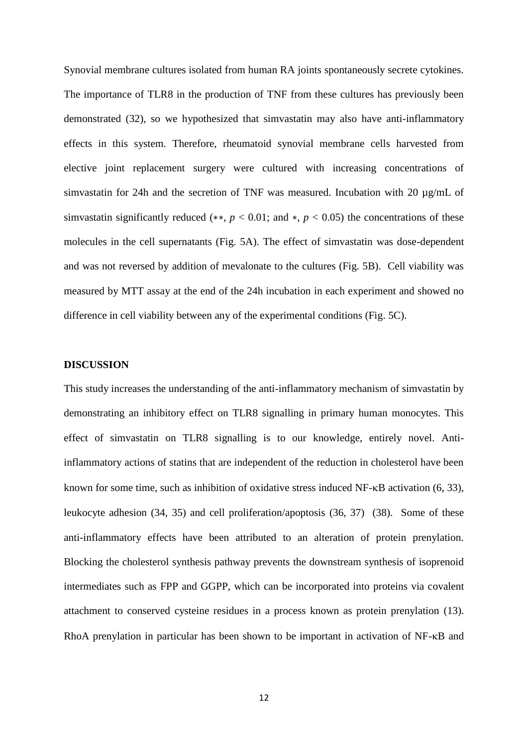Synovial membrane cultures isolated from human RA joints spontaneously secrete cytokines. The importance of TLR8 in the production of TNF from these cultures has previously been demonstrated (32), so we hypothesized that simvastatin may also have anti-inflammatory effects in this system. Therefore, rheumatoid synovial membrane cells harvested from elective joint replacement surgery were cultured with increasing concentrations of simvastatin for 24h and the secretion of TNF was measured. Incubation with 20 µg/mL of simvastatin significantly reduced (∗∗, $p < 0.01$; and ∗, $p < 0.05$) the concentrations of these molecules in the cell supernatants (Fig. 5A). The effect of simvastatin was dose-dependent and was not reversed by addition of mevalonate to the cultures (Fig. 5B). Cell viability was measured by MTT assay at the end of the 24h incubation in each experiment and showed no difference in cell viability between any of the experimental conditions (Fig. 5C).

## DISCUSSION

This study increases the understanding of the anti-inflammatory mechanism of simvastatin by demonstrating an inhibitory effect on TLR8 signalling in primary human monocytes. This effect of simvastatin on TLR8 signalling is to our knowledge, entirely novel. Anti-inflammatory actions of statins that are independent of the reduction in cholesterol have been known for some time, such as inhibition of oxidative stress induced NF-κB activation (6, 33), leukocyte adhesion (34, 35) and cell proliferation/apoptosis (36, 37) (38). Some of these anti-inflammatory effects have been attributed to an alteration of protein prenylation. Blocking the cholesterol synthesis pathway prevents the downstream synthesis of isoprenoid intermediates such as FPP and GGPP, which can be incorporated into proteins via covalent attachment to conserved cysteine residues in a process known as protein prenylation (13). RhoA prenylation in particular has been shown to be important in activation of NF-κB and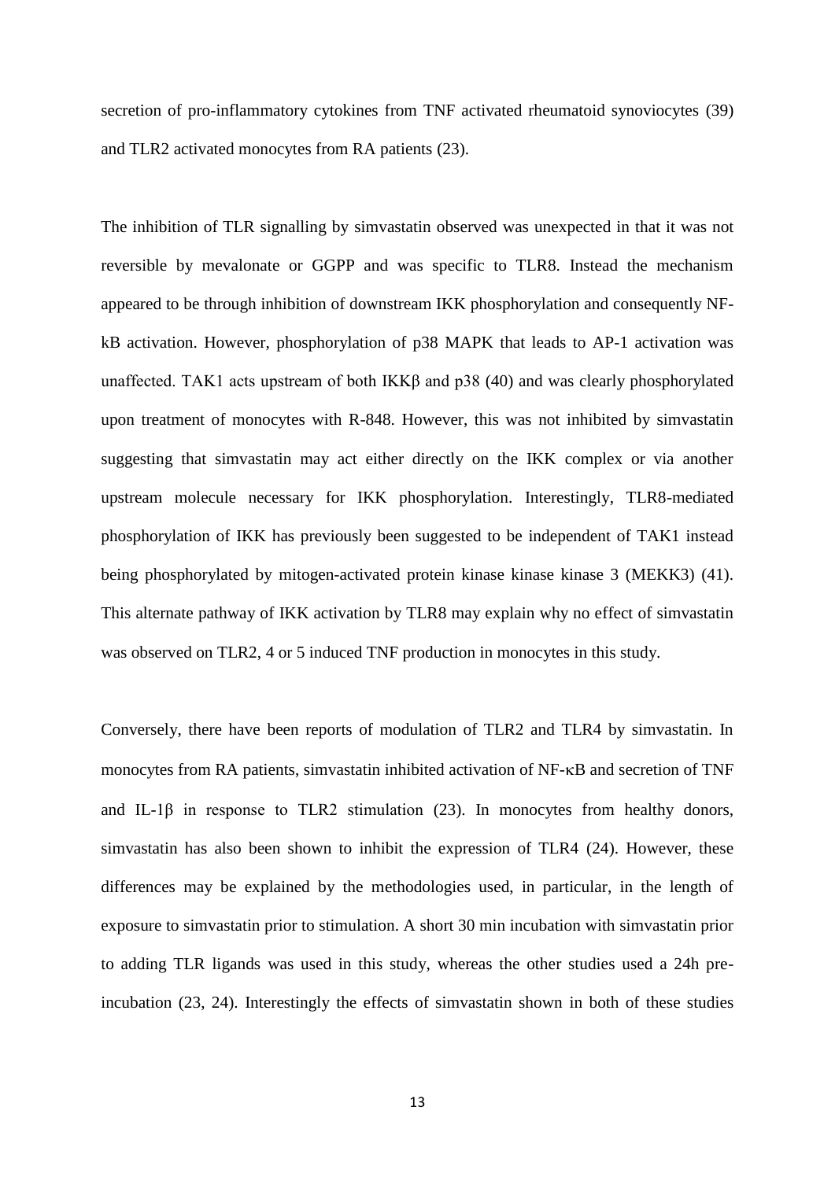secretion of pro-inflammatory cytokines from TNF activated rheumatoid synoviocytes (39) and TLR2 activated monocytes from RA patients (23).

The inhibition of TLR signalling by simvastatin observed was unexpected in that it was not reversible by mevalonate or GGPP and was specific to TLR8. Instead the mechanism appeared to be through inhibition of downstream IKK phosphorylation and consequently NF-kB activation. However, phosphorylation of p38 MAPK that leads to AP-1 activation was unaffected. TAK1 acts upstream of both IKKβ and p38 (40) and was clearly phosphorylated upon treatment of monocytes with R-848. However, this was not inhibited by simvastatin suggesting that simvastatin may act either directly on the IKK complex or via another upstream molecule necessary for IKK phosphorylation. Interestingly, TLR8-mediated phosphorylation of IKK has previously been suggested to be independent of TAK1 instead being phosphorylated by mitogen-activated protein kinase kinase kinase 3 (MEKK3) (41). This alternate pathway of IKK activation by TLR8 may explain why no effect of simvastatin was observed on TLR2, 4 or 5 induced TNF production in monocytes in this study.

Conversely, there have been reports of modulation of TLR2 and TLR4 by simvastatin. In monocytes from RA patients, simvastatin inhibited activation of NF-κB and secretion of TNF and IL-1β in response to TLR2 stimulation (23). In monocytes from healthy donors, simvastatin has also been shown to inhibit the expression of TLR4 (24). However, these differences may be explained by the methodologies used, in particular, in the length of exposure to simvastatin prior to stimulation. A short 30 min incubation with simvastatin prior to adding TLR ligands was used in this study, whereas the other studies used a 24h pre-incubation (23, 24). Interestingly the effects of simvastatin shown in both of these studies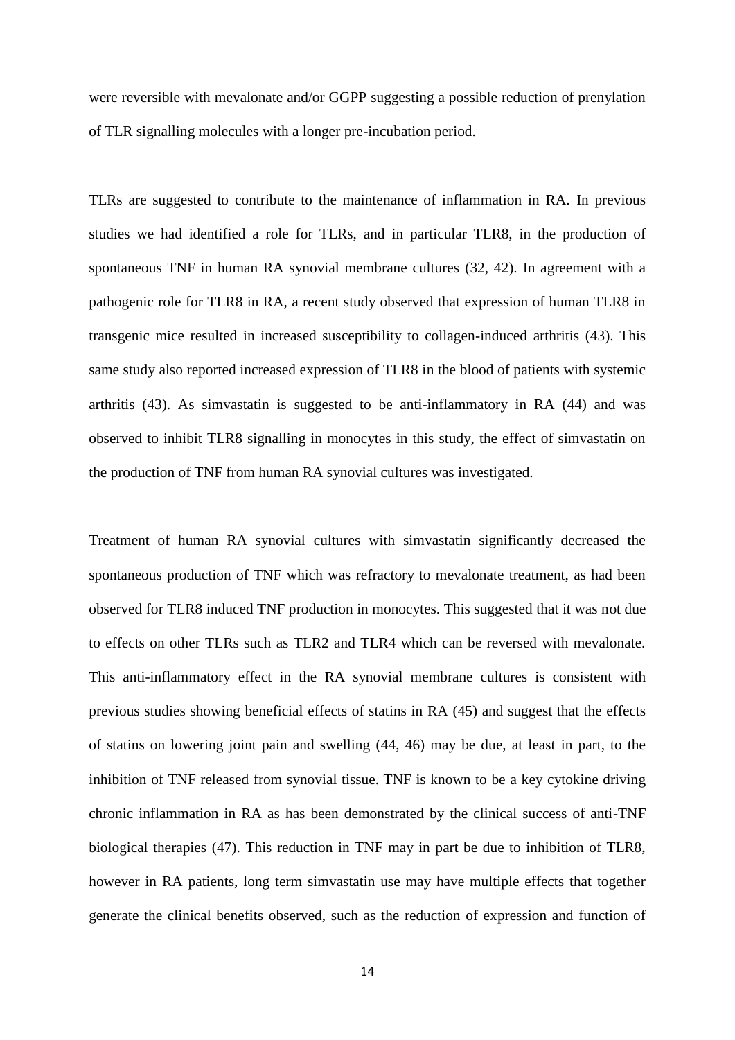were reversible with mevalonate and/or GGPP suggesting a possible reduction of prenylation of TLR signalling molecules with a longer pre-incubation period.

TLRs are suggested to contribute to the maintenance of inflammation in RA. In previous studies we had identified a role for TLRs, and in particular TLR8, in the production of spontaneous TNF in human RA synovial membrane cultures (32, 42). In agreement with a pathogenic role for TLR8 in RA, a recent study observed that expression of human TLR8 in transgenic mice resulted in increased susceptibility to collagen-induced arthritis (43). This same study also reported increased expression of TLR8 in the blood of patients with systemic arthritis (43). As simvastatin is suggested to be anti-inflammatory in RA (44) and was observed to inhibit TLR8 signalling in monocytes in this study, the effect of simvastatin on the production of TNF from human RA synovial cultures was investigated.

Treatment of human RA synovial cultures with simvastatin significantly decreased the spontaneous production of TNF which was refractory to mevalonate treatment, as had been observed for TLR8 induced TNF production in monocytes. This suggested that it was not due to effects on other TLRs such as TLR2 and TLR4 which can be reversed with mevalonate. This anti-inflammatory effect in the RA synovial membrane cultures is consistent with previous studies showing beneficial effects of statins in RA (45) and suggest that the effects of statins on lowering joint pain and swelling (44, 46) may be due, at least in part, to the inhibition of TNF released from synovial tissue. TNF is known to be a key cytokine driving chronic inflammation in RA as has been demonstrated by the clinical success of anti-TNF biological therapies (47). This reduction in TNF may in part be due to inhibition of TLR8, however in RA patients, long term simvastatin use may have multiple effects that together generate the clinical benefits observed, such as the reduction of expression and function of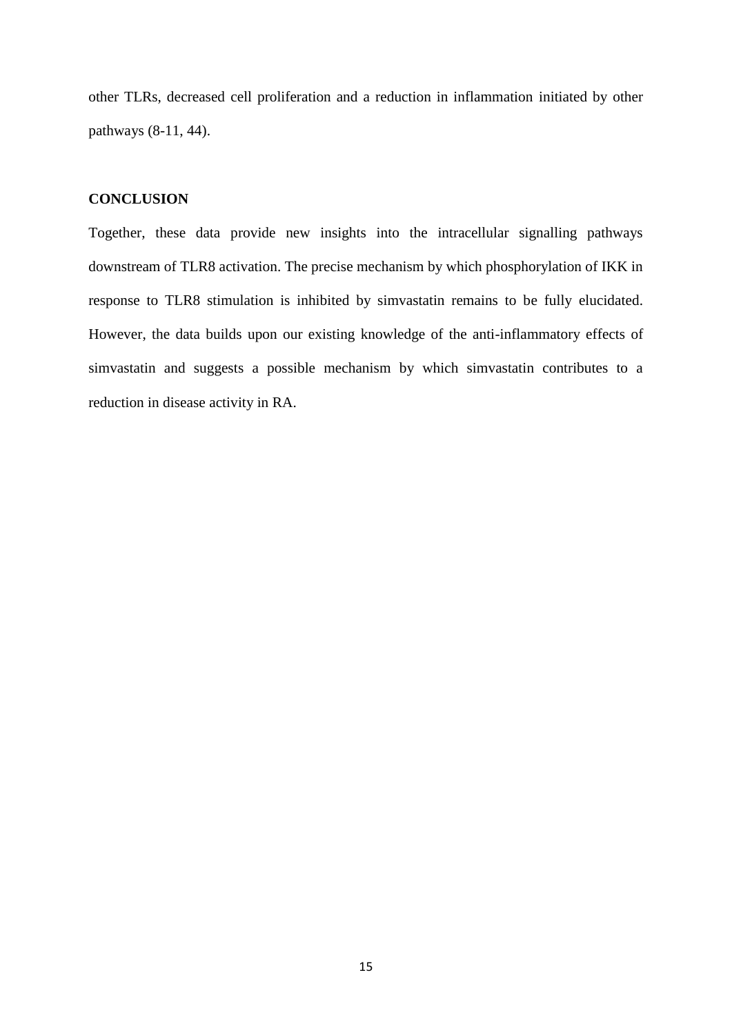other TLRs, decreased cell proliferation and a reduction in inflammation initiated by other pathways (8-11, 44).

## CONCLUSION

Together, these data provide new insights into the intracellular signalling pathways downstream of TLR8 activation. The precise mechanism by which phosphorylation of IKK in response to TLR8 stimulation is inhibited by simvastatin remains to be fully elucidated. However, the data builds upon our existing knowledge of the anti-inflammatory effects of simvastatin and suggests a possible mechanism by which simvastatin contributes to a reduction in disease activity in RA.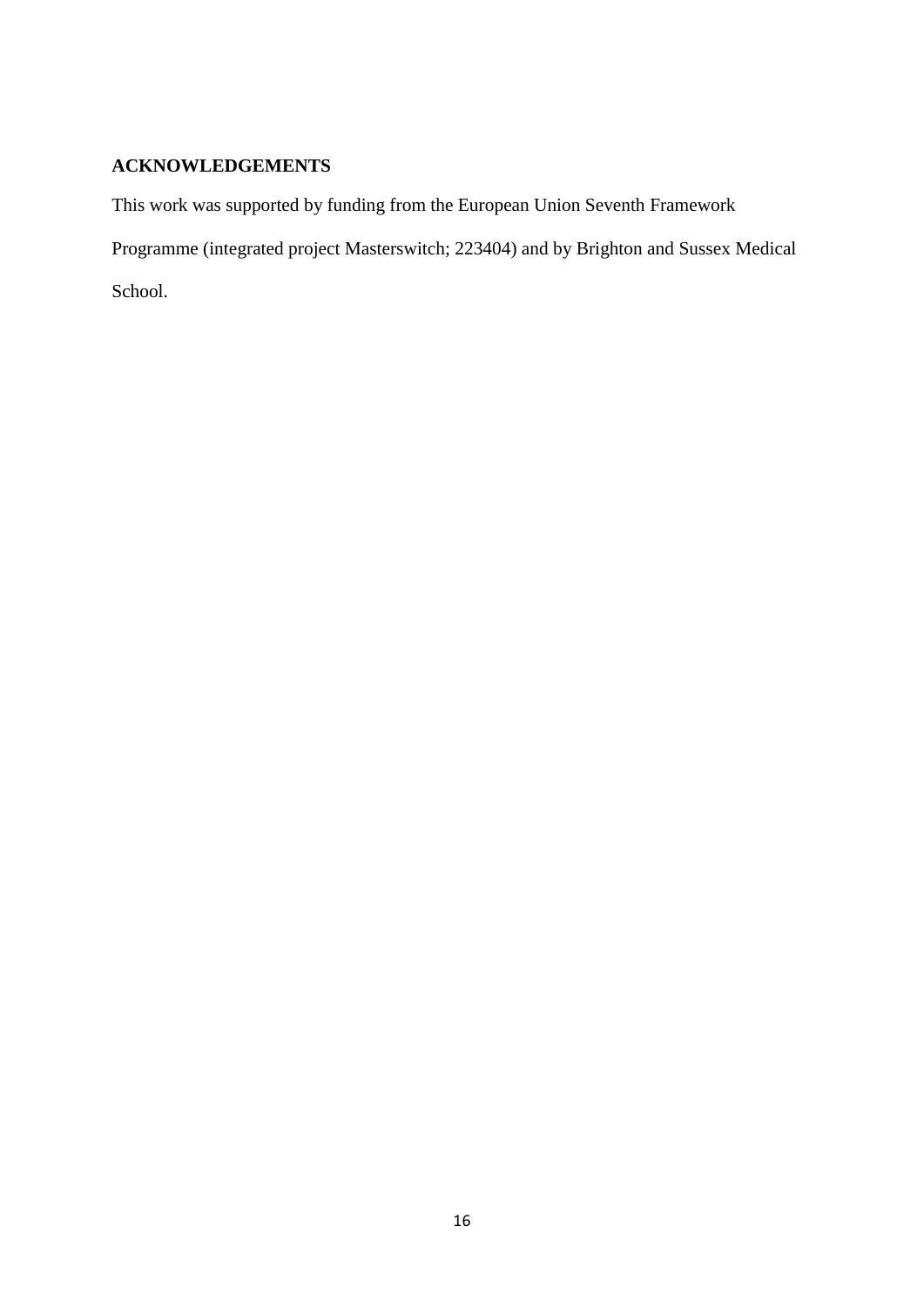## ACKNOWLEDGEMENTS

This work was supported by funding from the European Union Seventh Framework Programme (integrated project Masterswitch; 223404) and by Brighton and Sussex Medical School.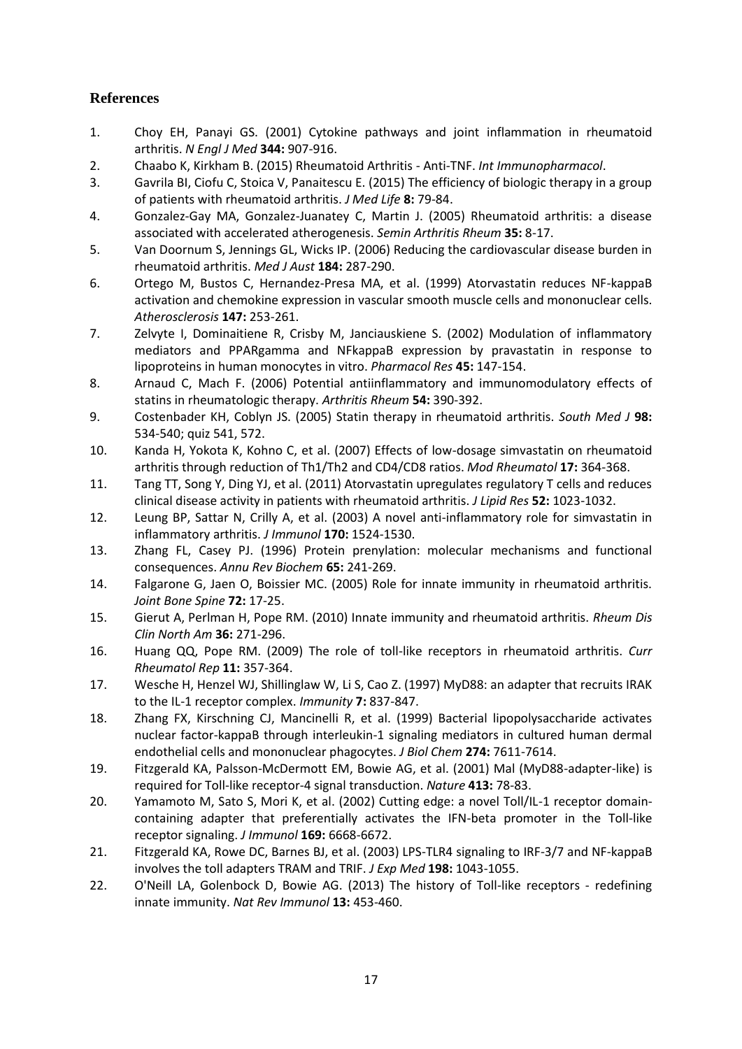## References

1. Choy EH, Panayi GS. (2001) Cytokine pathways and joint inflammation in rheumatoid arthritis. *N Engl J Med* **344:** 907-916.
2. Chaabo K, Kirkham B. (2015) Rheumatoid Arthritis - Anti-TNF. *Int Immunopharmacol*.
3. Gavrila BI, Ciofu C, Stoica V, Panaitescu E. (2015) The efficiency of biologic therapy in a group of patients with rheumatoid arthritis. *J Med Life* **8:** 79-84.
4. Gonzalez-Gay MA, Gonzalez-Juanatey C, Martin J. (2005) Rheumatoid arthritis: a disease associated with accelerated atherogenesis. *Semin Arthritis Rheum* **35:** 8-17.
5. Van Doornum S, Jennings GL, Wicks IP. (2006) Reducing the cardiovascular disease burden in rheumatoid arthritis. *Med J Aust* **184:** 287-290.
6. Ortego M, Bustos C, Hernandez-Presa MA, et al. (1999) Atorvastatin reduces NF-kappaB activation and chemokine expression in vascular smooth muscle cells and mononuclear cells. *Atherosclerosis* **147:** 253-261.
7. Zelvyte I, Dominaitiene R, Crisby M, Janciauskiene S. (2002) Modulation of inflammatory mediators and PPARgamma and NFkappaB expression by pravastatin in response to lipoproteins in human monocytes in vitro. *Pharmacol Res* **45:** 147-154.
8. Arnaud C, Mach F. (2006) Potential antiinflammatory and immunomodulatory effects of statins in rheumatologic therapy. *Arthritis Rheum* **54:** 390-392.
9. Costenbader KH, Coblyn JS. (2005) Statin therapy in rheumatoid arthritis. *South Med J* **98:** 534-540; quiz 541, 572.
10. Kanda H, Yokota K, Kohno C, et al. (2007) Effects of low-dosage simvastatin on rheumatoid arthritis through reduction of Th1/Th2 and CD4/CD8 ratios. *Mod Rheumatol* **17:** 364-368.
11. Tang TT, Song Y, Ding YJ, et al. (2011) Atorvastatin upregulates regulatory T cells and reduces clinical disease activity in patients with rheumatoid arthritis. *J Lipid Res* **52:** 1023-1032.
12. Leung BP, Sattar N, Crilly A, et al. (2003) A novel anti-inflammatory role for simvastatin in inflammatory arthritis. *J Immunol* **170:** 1524-1530.
13. Zhang FL, Casey PJ. (1996) Protein prenylation: molecular mechanisms and functional consequences. *Annu Rev Biochem* **65:** 241-269.
14. Falgarone G, Jaen O, Boissier MC. (2005) Role for innate immunity in rheumatoid arthritis. *Joint Bone Spine* **72:** 17-25.
15. Gierut A, Perlman H, Pope RM. (2010) Innate immunity and rheumatoid arthritis. *Rheum Dis Clin North Am* **36:** 271-296.
16. Huang QQ, Pope RM. (2009) The role of toll-like receptors in rheumatoid arthritis. *Curr Rheumatol Rep* **11:** 357-364.
17. Wesche H, Henzel WJ, Shillinglaw W, Li S, Cao Z. (1997) MyD88: an adapter that recruits IRAK to the IL-1 receptor complex. *Immunity* **7:** 837-847.
18. Zhang FX, Kirschning CJ, Mancinelli R, et al. (1999) Bacterial lipopolysaccharide activates nuclear factor-kappaB through interleukin-1 signaling mediators in cultured human dermal endothelial cells and mononuclear phagocytes. *J Biol Chem* **274:** 7611-7614.
19. Fitzgerald KA, Palsson-McDermott EM, Bowie AG, et al. (2001) Mal (MyD88-adapter-like) is required for Toll-like receptor-4 signal transduction. *Nature* **413:** 78-83.
20. Yamamoto M, Sato S, Mori K, et al. (2002) Cutting edge: a novel Toll/IL-1 receptor domain-containing adapter that preferentially activates the IFN-beta promoter in the Toll-like receptor signaling. *J Immunol* **169:** 6668-6672.
21. Fitzgerald KA, Rowe DC, Barnes BJ, et al. (2003) LPS-TLR4 signaling to IRF-3/7 and NF-kappaB involves the toll adapters TRAM and TRIF. *J Exp Med* **198:** 1043-1055.
22. O'Neill LA, Golenbock D, Bowie AG. (2013) The history of Toll-like receptors - redefining innate immunity. *Nat Rev Immunol* **13:** 453-460.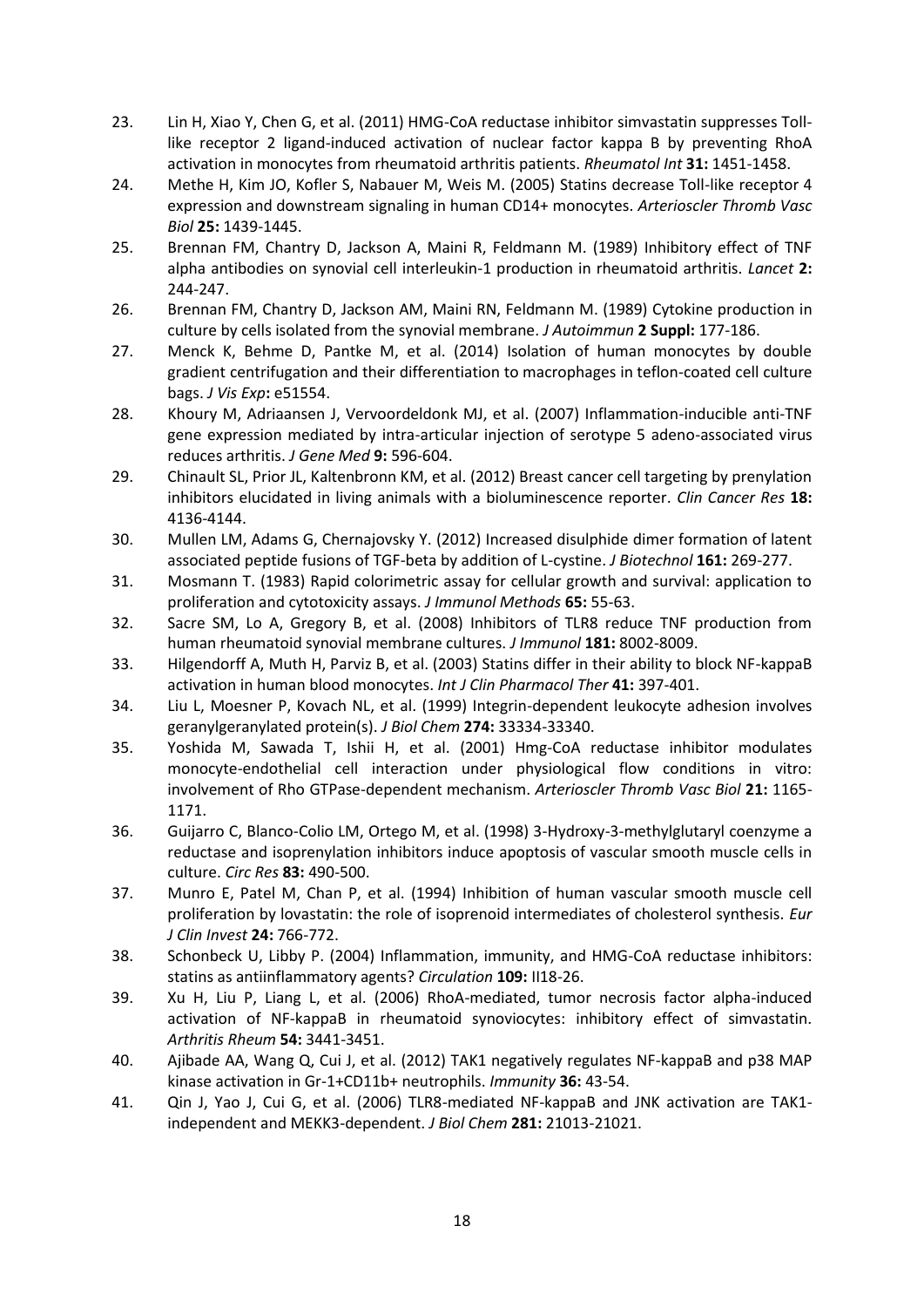23. Lin H, Xiao Y, Chen G, et al. (2011) HMG-CoA reductase inhibitor simvastatin suppresses Toll-like receptor 2 ligand-induced activation of nuclear factor kappa B by preventing RhoA activation in monocytes from rheumatoid arthritis patients. *Rheumatol Int* **31:** 1451-1458.
24. Methe H, Kim JO, Kofler S, Nabauer M, Weis M. (2005) Statins decrease Toll-like receptor 4 expression and downstream signaling in human CD14+ monocytes. *Arterioscler Thromb Vasc Biol* **25:** 1439-1445.
25. Brennan FM, Chantry D, Jackson A, Maini R, Feldmann M. (1989) Inhibitory effect of TNF alpha antibodies on synovial cell interleukin-1 production in rheumatoid arthritis. *Lancet* **2:** 244-247.
26. Brennan FM, Chantry D, Jackson AM, Maini RN, Feldmann M. (1989) Cytokine production in culture by cells isolated from the synovial membrane. *J Autoimmun* **2 Suppl:** 177-186.
27. Menck K, Behme D, Pantke M, et al. (2014) Isolation of human monocytes by double gradient centrifugation and their differentiation to macrophages in teflon-coated cell culture bags. *J Vis Exp***:** e51554.
28. Khoury M, Adriaansen J, Vervoordeldonk MJ, et al. (2007) Inflammation-inducible anti-TNF gene expression mediated by intra-articular injection of serotype 5 adeno-associated virus reduces arthritis. *J Gene Med* **9:** 596-604.
29. Chinault SL, Prior JL, Kaltenbronn KM, et al. (2012) Breast cancer cell targeting by prenylation inhibitors elucidated in living animals with a bioluminescence reporter. *Clin Cancer Res* **18:** 4136-4144.
30. Mullen LM, Adams G, Chernajovsky Y. (2012) Increased disulphide dimer formation of latent associated peptide fusions of TGF-beta by addition of L-cystine. *J Biotechnol* **161:** 269-277.
31. Mosmann T. (1983) Rapid colorimetric assay for cellular growth and survival: application to proliferation and cytotoxicity assays. *J Immunol Methods* **65:** 55-63.
32. Sacre SM, Lo A, Gregory B, et al. (2008) Inhibitors of TLR8 reduce TNF production from human rheumatoid synovial membrane cultures. *J Immunol* **181:** 8002-8009.
33. Hilgendorff A, Muth H, Parviz B, et al. (2003) Statins differ in their ability to block NF-kappaB activation in human blood monocytes. *Int J Clin Pharmacol Ther* **41:** 397-401.
34. Liu L, Moesner P, Kovach NL, et al. (1999) Integrin-dependent leukocyte adhesion involves geranylgeranylated protein(s). *J Biol Chem* **274:** 33334-33340.
35. Yoshida M, Sawada T, Ishii H, et al. (2001) Hmg-CoA reductase inhibitor modulates monocyte-endothelial cell interaction under physiological flow conditions in vitro: involvement of Rho GTPase-dependent mechanism. *Arterioscler Thromb Vasc Biol* **21:** 1165-1171.
36. Guijarro C, Blanco-Colio LM, Ortego M, et al. (1998) 3-Hydroxy-3-methylglutaryl coenzyme a reductase and isoprenylation inhibitors induce apoptosis of vascular smooth muscle cells in culture. *Circ Res* **83:** 490-500.
37. Munro E, Patel M, Chan P, et al. (1994) Inhibition of human vascular smooth muscle cell proliferation by lovastatin: the role of isoprenoid intermediates of cholesterol synthesis. *Eur J Clin Invest* **24:** 766-772.
38. Schonbeck U, Libby P. (2004) Inflammation, immunity, and HMG-CoA reductase inhibitors: statins as antiinflammatory agents? *Circulation* **109:** II18-26.
39. Xu H, Liu P, Liang L, et al. (2006) RhoA-mediated, tumor necrosis factor alpha-induced activation of NF-kappaB in rheumatoid synoviocytes: inhibitory effect of simvastatin. *Arthritis Rheum* **54:** 3441-3451.
40. Ajibade AA, Wang Q, Cui J, et al. (2012) TAK1 negatively regulates NF-kappaB and p38 MAP kinase activation in Gr-1+CD11b+ neutrophils. *Immunity* **36:** 43-54.
41. Qin J, Yao J, Cui G, et al. (2006) TLR8-mediated NF-kappaB and JNK activation are TAK1-independent and MEKK3-dependent. *J Biol Chem* **281:** 21013-21021.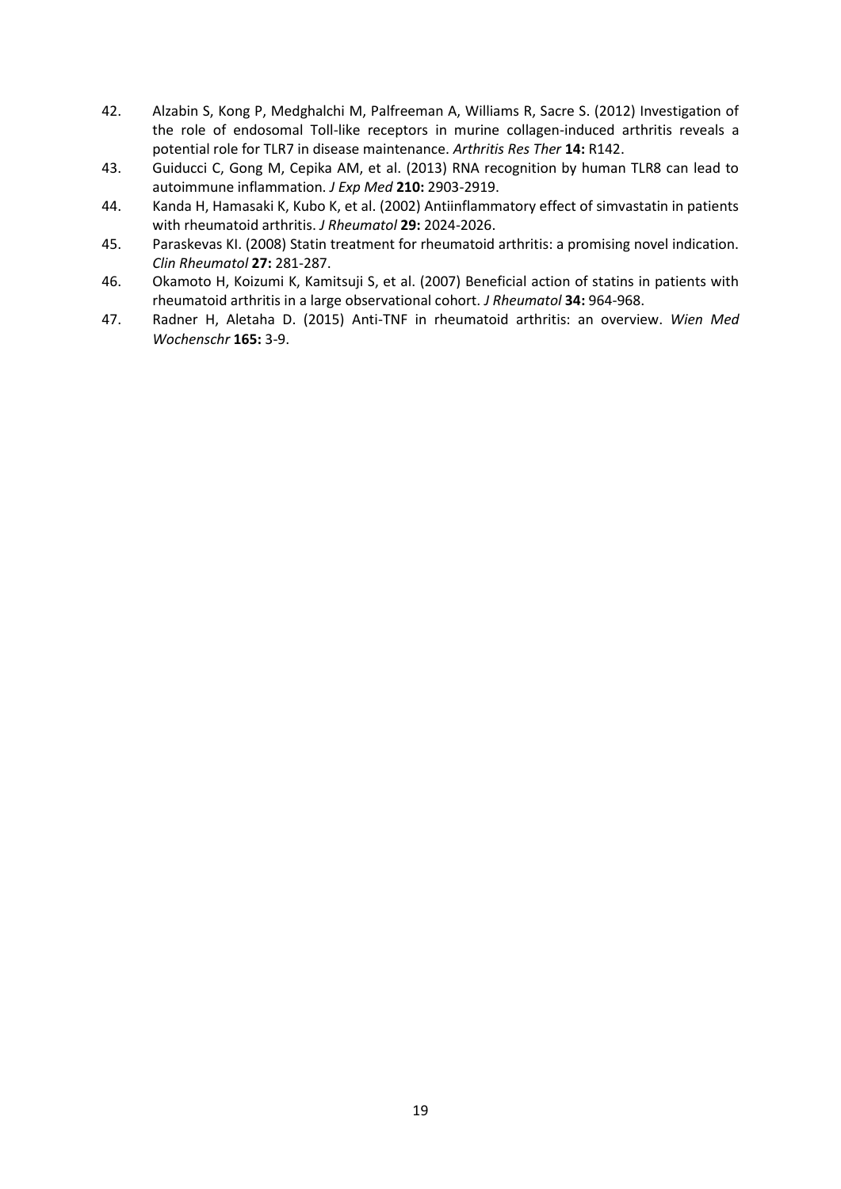42. Alzabin S, Kong P, Medghalchi M, Palfreeman A, Williams R, Sacre S. (2012) Investigation of the role of endosomal Toll-like receptors in murine collagen-induced arthritis reveals a potential role for TLR7 in disease maintenance. *Arthritis Res Ther* **14:** R142.
43. Guiducci C, Gong M, Cepika AM, et al. (2013) RNA recognition by human TLR8 can lead to autoimmune inflammation. *J Exp Med* **210:** 2903-2919.
44. Kanda H, Hamasaki K, Kubo K, et al. (2002) Antiinflammatory effect of simvastatin in patients with rheumatoid arthritis. *J Rheumatol* **29:** 2024-2026.
45. Paraskevas KI. (2008) Statin treatment for rheumatoid arthritis: a promising novel indication. *Clin Rheumatol* **27:** 281-287.
46. Okamoto H, Koizumi K, Kamitsuji S, et al. (2007) Beneficial action of statins in patients with rheumatoid arthritis in a large observational cohort. *J Rheumatol* **34:** 964-968.
47. Radner H, Aletaha D. (2015) Anti-TNF in rheumatoid arthritis: an overview. *Wien Med Wochenschr* **165:** 3-9.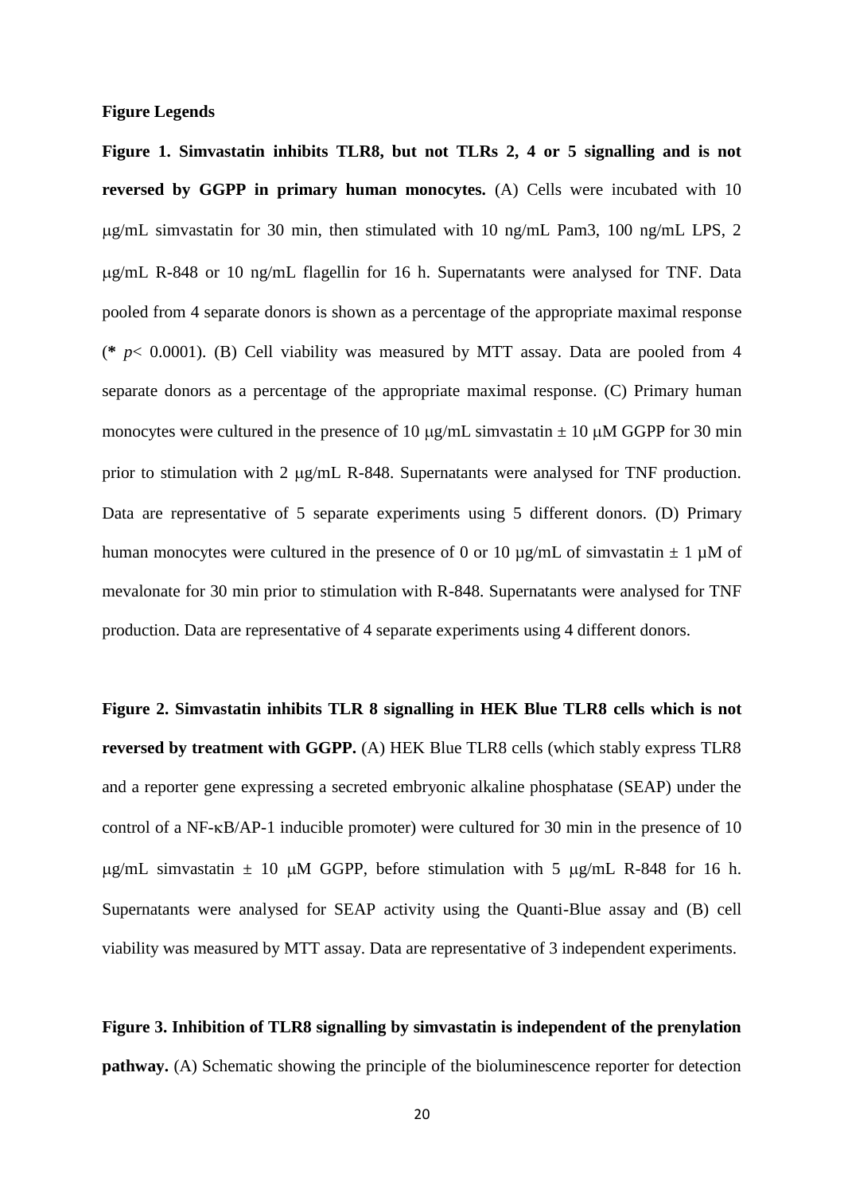**Figure Legends**

**Figure 1. Simvastatin inhibits TLR8, but not TLRs 2, 4 or 5 signalling and is not reversed by GGPP in primary human monocytes.** (A) Cells were incubated with 10 μg/mL simvastatin for 30 min, then stimulated with 10 ng/mL Pam3, 100 ng/mL LPS, 2 μg/mL R-848 or 10 ng/mL flagellin for 16 h. Supernatants were analysed for TNF. Data pooled from 4 separate donors is shown as a percentage of the appropriate maximal response (* $p < 0.0001$). (B) Cell viability was measured by MTT assay. Data are pooled from 4 separate donors as a percentage of the appropriate maximal response. (C) Primary human monocytes were cultured in the presence of 10 μg/mL simvastatin ± 10 μM GGPP for 30 min prior to stimulation with 2 μg/mL R-848. Supernatants were analysed for TNF production. Data are representative of 5 separate experiments using 5 different donors. (D) Primary human monocytes were cultured in the presence of 0 or 10 μg/mL of simvastatin ± 1 μM of mevalonate for 30 min prior to stimulation with R-848. Supernatants were analysed for TNF production. Data are representative of 4 separate experiments using 4 different donors.

**Figure 2. Simvastatin inhibits TLR 8 signalling in HEK Blue TLR8 cells which is not reversed by treatment with GGPP.** (A) HEK Blue TLR8 cells (which stably express TLR8 and a reporter gene expressing a secreted embryonic alkaline phosphatase (SEAP) under the control of a NF-κB/AP-1 inducible promoter) were cultured for 30 min in the presence of 10 μg/mL simvastatin ± 10 μM GGPP, before stimulation with 5 μg/mL R-848 for 16 h. Supernatants were analysed for SEAP activity using the Quanti-Blue assay and (B) cell viability was measured by MTT assay. Data are representative of 3 independent experiments.

**Figure 3. Inhibition of TLR8 signalling by simvastatin is independent of the prenylation pathway.** (A) Schematic showing the principle of the bioluminescence reporter for detection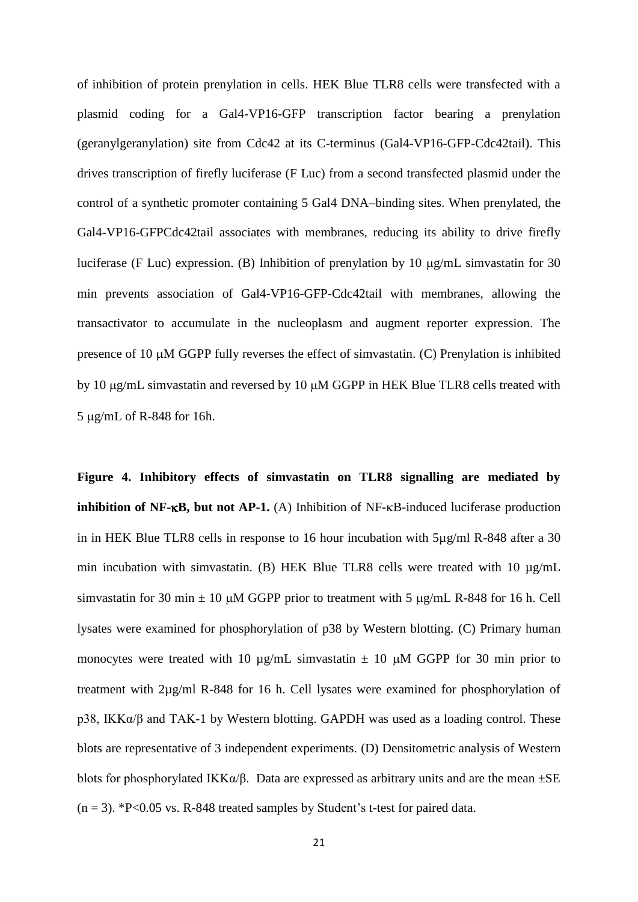of inhibition of protein prenylation in cells. HEK Blue TLR8 cells were transfected with a plasmid coding for a Gal4-VP16-GFP transcription factor bearing a prenylation (geranylgeranylation) site from Cdc42 at its C-terminus (Gal4-VP16-GFP-Cdc42tail). This drives transcription of firefly luciferase (F Luc) from a second transfected plasmid under the control of a synthetic promoter containing 5 Gal4 DNA–binding sites. When prenylated, the Gal4-VP16-GFPCdc42tail associates with membranes, reducing its ability to drive firefly luciferase (F Luc) expression. (B) Inhibition of prenylation by 10 μg/mL simvastatin for 30 min prevents association of Gal4-VP16-GFP-Cdc42tail with membranes, allowing the transactivator to accumulate in the nucleoplasm and augment reporter expression. The presence of 10 μM GGPP fully reverses the effect of simvastatin. (C) Prenylation is inhibited by 10 μg/mL simvastatin and reversed by 10 μM GGPP in HEK Blue TLR8 cells treated with 5 μg/mL of R-848 for 16h.

**Figure 4. Inhibitory effects of simvastatin on TLR8 signalling are mediated by inhibition of NF-κB, but not AP-1.** (A) Inhibition of NF-κB-induced luciferase production in in HEK Blue TLR8 cells in response to 16 hour incubation with 5μg/ml R-848 after a 30 min incubation with simvastatin. (B) HEK Blue TLR8 cells were treated with 10 μg/mL simvastatin for 30 min ± 10 μM GGPP prior to treatment with 5 μg/mL R-848 for 16 h. Cell lysates were examined for phosphorylation of p38 by Western blotting. (C) Primary human monocytes were treated with 10 μg/mL simvastatin ± 10 μM GGPP for 30 min prior to treatment with 2μg/ml R-848 for 16 h. Cell lysates were examined for phosphorylation of p38, IKKα/β and TAK-1 by Western blotting. GAPDH was used as a loading control. These blots are representative of 3 independent experiments. (D) Densitometric analysis of Western blots for phosphorylated IKKα/β. Data are expressed as arbitrary units and are the mean ±SE ($n = 3$). *$P<0.05$ vs. R-848 treated samples by Student's t-test for paired data.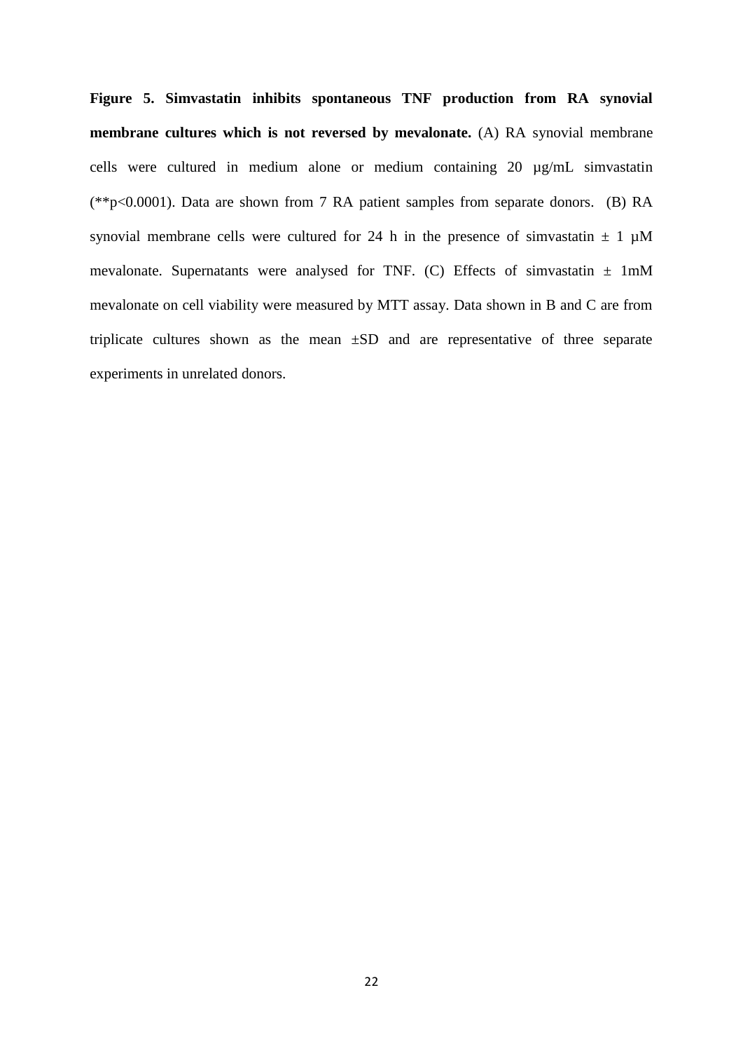**Figure 5. Simvastatin inhibits spontaneous TNF production from RA synovial membrane cultures which is not reversed by mevalonate.** (A) RA synovial membrane cells were cultured in medium alone or medium containing 20 µg/mL simvastatin (**$p<0.0001$). Data are shown from 7 RA patient samples from separate donors. (B) RA synovial membrane cells were cultured for 24 h in the presence of simvastatin ± 1 µM mevalonate. Supernatants were analysed for TNF. (C) Effects of simvastatin ± 1mM mevalonate on cell viability were measured by MTT assay. Data shown in B and C are from triplicate cultures shown as the mean ±SD and are representative of three separate experiments in unrelated donors.